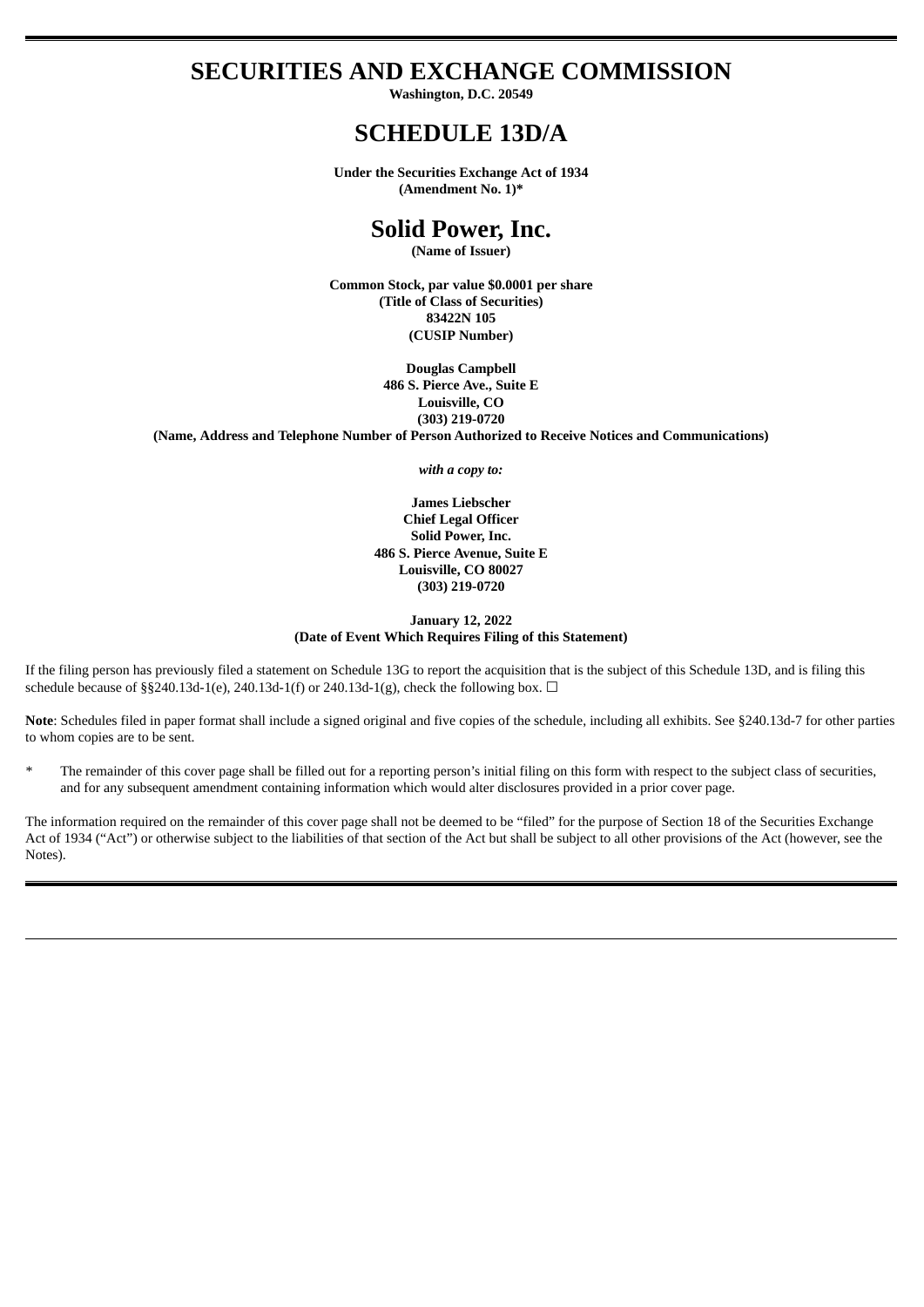# SECURITIES AND EXCHANGE COMMISSION

**Washington, D.C. 20549**

# SCHEDULE 13D/A

**Under the Securities Exchange Act of 1934**
**(Amendment No. 1)***

# Solid Power, Inc.

**(Name of Issuer)**

**Common Stock, par value $0.0001 per share**
**(Title of Class of Securities)**
**83422N 105**
**(CUSIP Number)**

**Douglas Campbell**
**486 S. Pierce Ave., Suite E**
**Louisville, CO**
**(303) 219-0720**
**(Name, Address and Telephone Number of Person Authorized to Receive Notices and Communications)**

***with a copy to:***

**James Liebscher**
**Chief Legal Officer**
**Solid Power, Inc.**
**486 S. Pierce Avenue, Suite E**
**Louisville, CO 80027**
**(303) 219-0720**

**January 12, 2022**
**(Date of Event Which Requires Filing of this Statement)**

If the filing person has previously filed a statement on Schedule 13G to report the acquisition that is the subject of this Schedule 13D, and is filing this schedule because of §§240.13d-1(e), 240.13d-1(f) or 240.13d-1(g), check the following box. ☐

**Note**: Schedules filed in paper format shall include a signed original and five copies of the schedule, including all exhibits. See §240.13d-7 for other parties to whom copies are to be sent.

\* The remainder of this cover page shall be filled out for a reporting person's initial filing on this form with respect to the subject class of securities, and for any subsequent amendment containing information which would alter disclosures provided in a prior cover page.

The information required on the remainder of this cover page shall not be deemed to be "filed" for the purpose of Section 18 of the Securities Exchange Act of 1934 ("Act") or otherwise subject to the liabilities of that section of the Act but shall be subject to all other provisions of the Act (however, see the Notes).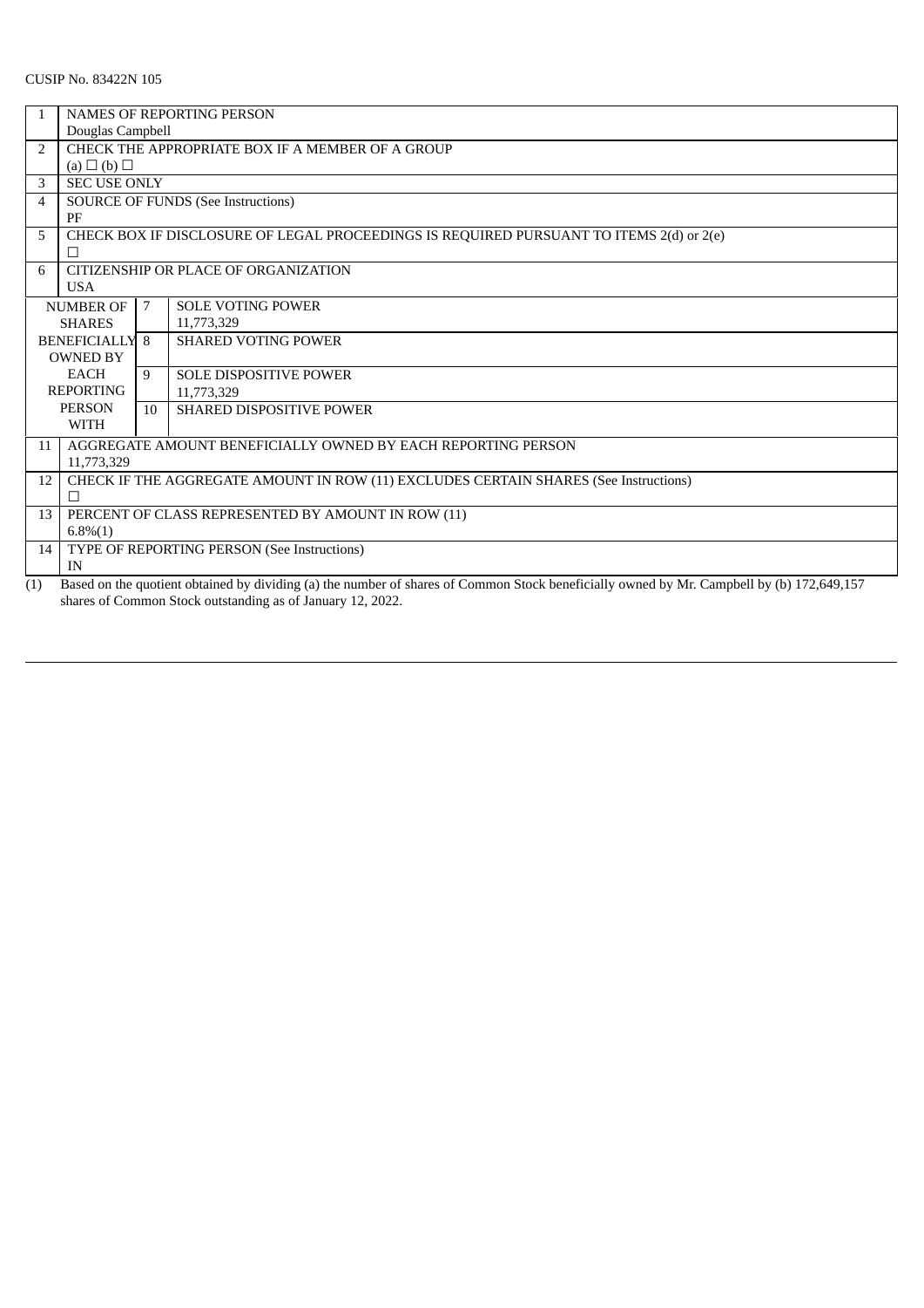CUSIP No. 83422N 105

| | |
|---|---|
| 1 | NAMES OF REPORTING PERSON<br>Douglas Campbell |
| 2 | CHECK THE APPROPRIATE BOX IF A MEMBER OF A GROUP<br>(a) ☐ (b) ☐ |
| 3 | SEC USE ONLY |
| 4 | SOURCE OF FUNDS (See Instructions)<br>PF |
| 5 | CHECK BOX IF DISCLOSURE OF LEGAL PROCEEDINGS IS REQUIRED PURSUANT TO ITEMS 2(d) or 2(e)<br>☐ |
| 6 | CITIZENSHIP OR PLACE OF ORGANIZATION<br>USA |

| NUMBER OF SHARES BENEFICIALLY OWNED BY EACH REPORTING PERSON WITH | | |
|---|---|---|
| | 7 | SOLE VOTING POWER<br>11,773,329 |
| | 8 | SHARED VOTING POWER |
| | 9 | SOLE DISPOSITIVE POWER<br>11,773,329 |
| | 10 | SHARED DISPOSITIVE POWER |

| | |
|---|---|
| 11 | AGGREGATE AMOUNT BENEFICIALLY OWNED BY EACH REPORTING PERSON<br>11,773,329 |
| 12 | CHECK IF THE AGGREGATE AMOUNT IN ROW (11) EXCLUDES CERTAIN SHARES (See Instructions)<br>☐ |
| 13 | PERCENT OF CLASS REPRESENTED BY AMOUNT IN ROW (11)<br>6.8%(1) |
| 14 | TYPE OF REPORTING PERSON (See Instructions)<br>IN |

(1) Based on the quotient obtained by dividing (a) the number of shares of Common Stock beneficially owned by Mr. Campbell by (b) 172,649,157 shares of Common Stock outstanding as of January 12, 2022.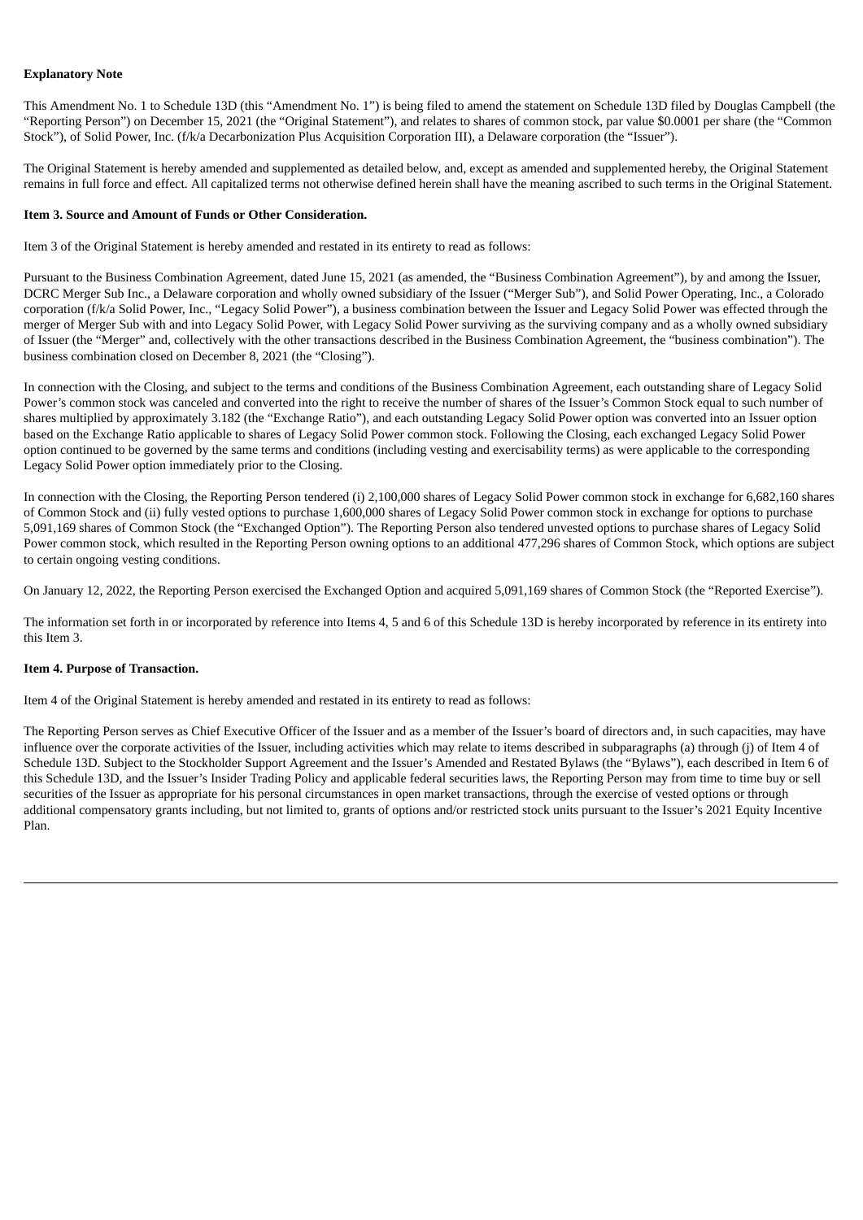**Explanatory Note**

This Amendment No. 1 to Schedule 13D (this "Amendment No. 1") is being filed to amend the statement on Schedule 13D filed by Douglas Campbell (the "Reporting Person") on December 15, 2021 (the "Original Statement"), and relates to shares of common stock, par value $0.0001 per share (the "Common Stock"), of Solid Power, Inc. (f/k/a Decarbonization Plus Acquisition Corporation III), a Delaware corporation (the "Issuer").

The Original Statement is hereby amended and supplemented as detailed below, and, except as amended and supplemented hereby, the Original Statement remains in full force and effect. All capitalized terms not otherwise defined herein shall have the meaning ascribed to such terms in the Original Statement.

**Item 3. Source and Amount of Funds or Other Consideration.**

Item 3 of the Original Statement is hereby amended and restated in its entirety to read as follows:

Pursuant to the Business Combination Agreement, dated June 15, 2021 (as amended, the "Business Combination Agreement"), by and among the Issuer, DCRC Merger Sub Inc., a Delaware corporation and wholly owned subsidiary of the Issuer ("Merger Sub"), and Solid Power Operating, Inc., a Colorado corporation (f/k/a Solid Power, Inc., "Legacy Solid Power"), a business combination between the Issuer and Legacy Solid Power was effected through the merger of Merger Sub with and into Legacy Solid Power, with Legacy Solid Power surviving as the surviving company and as a wholly owned subsidiary of Issuer (the "Merger" and, collectively with the other transactions described in the Business Combination Agreement, the "business combination"). The business combination closed on December 8, 2021 (the "Closing").

In connection with the Closing, and subject to the terms and conditions of the Business Combination Agreement, each outstanding share of Legacy Solid Power's common stock was canceled and converted into the right to receive the number of shares of the Issuer's Common Stock equal to such number of shares multiplied by approximately 3.182 (the "Exchange Ratio"), and each outstanding Legacy Solid Power option was converted into an Issuer option based on the Exchange Ratio applicable to shares of Legacy Solid Power common stock. Following the Closing, each exchanged Legacy Solid Power option continued to be governed by the same terms and conditions (including vesting and exercisability terms) as were applicable to the corresponding Legacy Solid Power option immediately prior to the Closing.

In connection with the Closing, the Reporting Person tendered (i) 2,100,000 shares of Legacy Solid Power common stock in exchange for 6,682,160 shares of Common Stock and (ii) fully vested options to purchase 1,600,000 shares of Legacy Solid Power common stock in exchange for options to purchase 5,091,169 shares of Common Stock (the "Exchanged Option"). The Reporting Person also tendered unvested options to purchase shares of Legacy Solid Power common stock, which resulted in the Reporting Person owning options to an additional 477,296 shares of Common Stock, which options are subject to certain ongoing vesting conditions.

On January 12, 2022, the Reporting Person exercised the Exchanged Option and acquired 5,091,169 shares of Common Stock (the "Reported Exercise").

The information set forth in or incorporated by reference into Items 4, 5 and 6 of this Schedule 13D is hereby incorporated by reference in its entirety into this Item 3.

**Item 4. Purpose of Transaction.**

Item 4 of the Original Statement is hereby amended and restated in its entirety to read as follows:

The Reporting Person serves as Chief Executive Officer of the Issuer and as a member of the Issuer's board of directors and, in such capacities, may have influence over the corporate activities of the Issuer, including activities which may relate to items described in subparagraphs (a) through (j) of Item 4 of Schedule 13D. Subject to the Stockholder Support Agreement and the Issuer's Amended and Restated Bylaws (the "Bylaws"), each described in Item 6 of this Schedule 13D, and the Issuer's Insider Trading Policy and applicable federal securities laws, the Reporting Person may from time to time buy or sell securities of the Issuer as appropriate for his personal circumstances in open market transactions, through the exercise of vested options or through additional compensatory grants including, but not limited to, grants of options and/or restricted stock units pursuant to the Issuer's 2021 Equity Incentive Plan.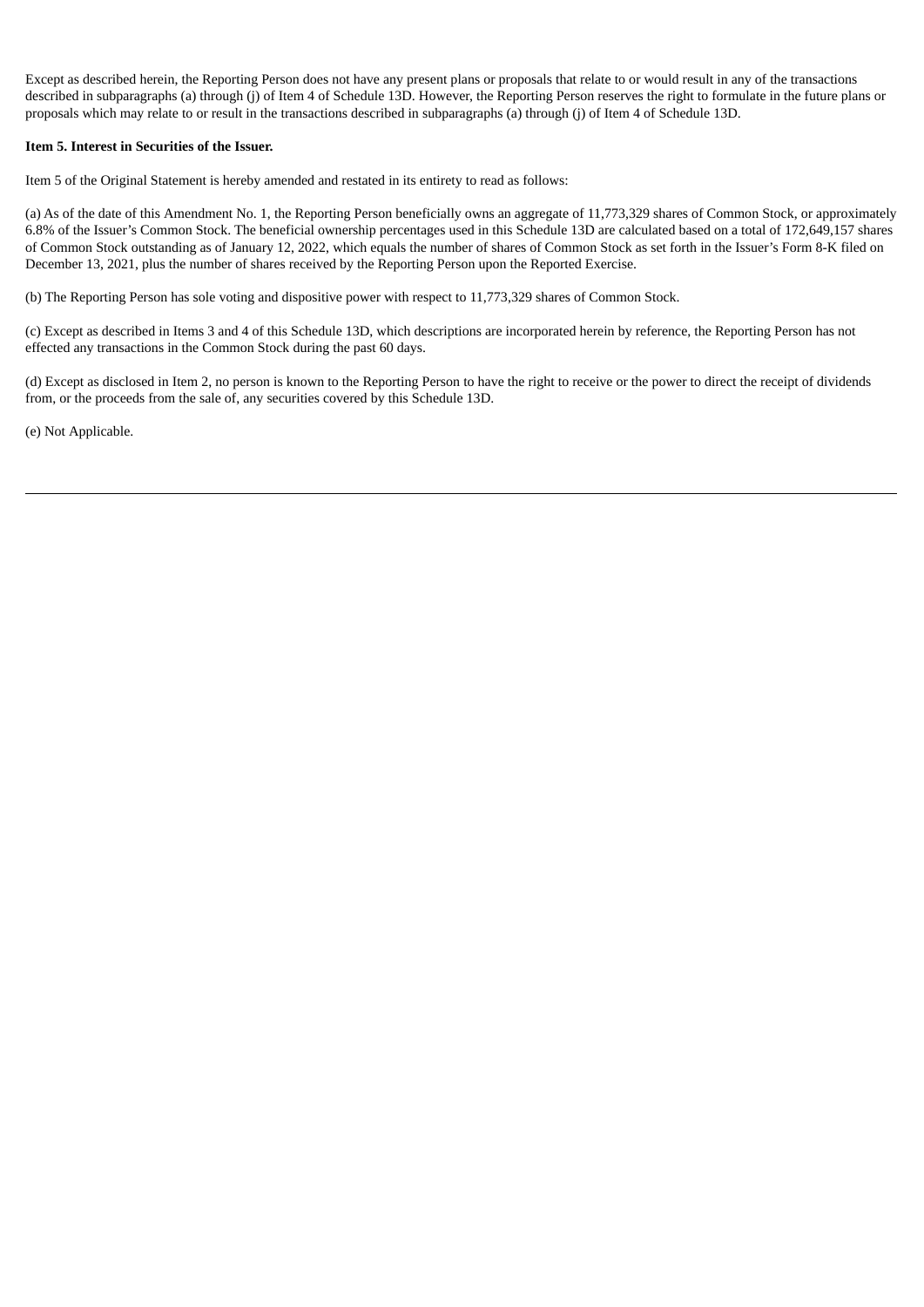Except as described herein, the Reporting Person does not have any present plans or proposals that relate to or would result in any of the transactions described in subparagraphs (a) through (j) of Item 4 of Schedule 13D. However, the Reporting Person reserves the right to formulate in the future plans or proposals which may relate to or result in the transactions described in subparagraphs (a) through (j) of Item 4 of Schedule 13D.

**Item 5. Interest in Securities of the Issuer.**

Item 5 of the Original Statement is hereby amended and restated in its entirety to read as follows:

(a) As of the date of this Amendment No. 1, the Reporting Person beneficially owns an aggregate of 11,773,329 shares of Common Stock, or approximately 6.8% of the Issuer's Common Stock. The beneficial ownership percentages used in this Schedule 13D are calculated based on a total of 172,649,157 shares of Common Stock outstanding as of January 12, 2022, which equals the number of shares of Common Stock as set forth in the Issuer's Form 8-K filed on December 13, 2021, plus the number of shares received by the Reporting Person upon the Reported Exercise.

(b) The Reporting Person has sole voting and dispositive power with respect to 11,773,329 shares of Common Stock.

(c) Except as described in Items 3 and 4 of this Schedule 13D, which descriptions are incorporated herein by reference, the Reporting Person has not effected any transactions in the Common Stock during the past 60 days.

(d) Except as disclosed in Item 2, no person is known to the Reporting Person to have the right to receive or the power to direct the receipt of dividends from, or the proceeds from the sale of, any securities covered by this Schedule 13D.

(e) Not Applicable.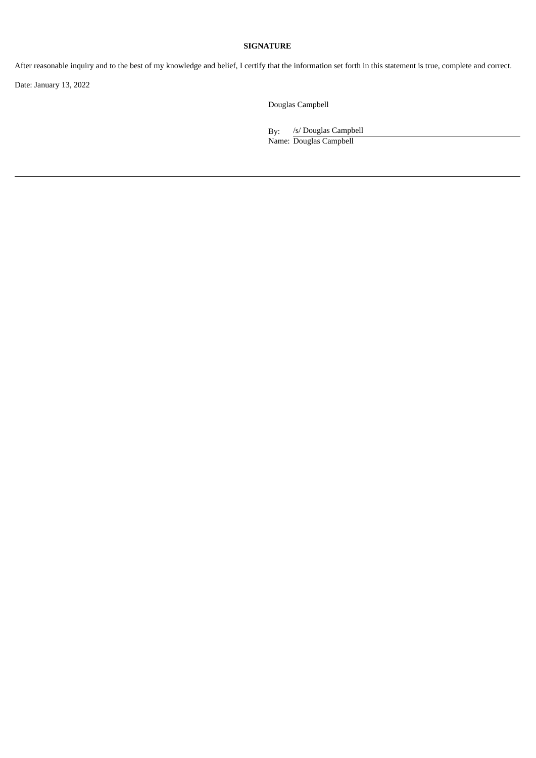**SIGNATURE**

After reasonable inquiry and to the best of my knowledge and belief, I certify that the information set forth in this statement is true, complete and correct.

Date: January 13, 2022

Douglas Campbell

By: /s/ Douglas Campbell
Name: Douglas Campbell